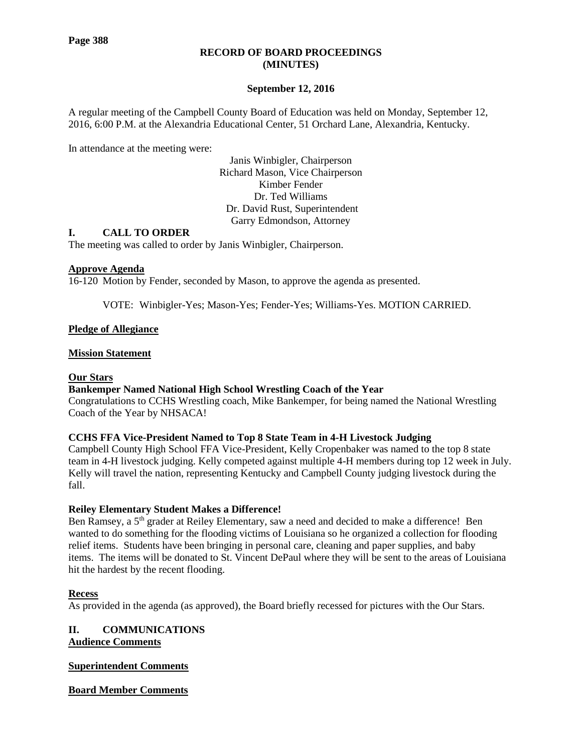# RECORD OF BOARD PROCEEDINGS
# (MINUTES)

**September 12, 2016**

A regular meeting of the Campbell County Board of Education was held on Monday, September 12, 2016, 6:00 P.M. at the Alexandria Educational Center, 51 Orchard Lane, Alexandria, Kentucky.

In attendance at the meeting were:

Janis Winbigler, Chairperson
Richard Mason, Vice Chairperson
Kimber Fender
Dr. Ted Williams
Dr. David Rust, Superintendent
Garry Edmondson, Attorney

## I. CALL TO ORDER

The meeting was called to order by Janis Winbigler, Chairperson.

**Approve Agenda**

16-120 Motion by Fender, seconded by Mason, to approve the agenda as presented.

VOTE: Winbigler-Yes; Mason-Yes; Fender-Yes; Williams-Yes. MOTION CARRIED.

**Pledge of Allegiance**

**Mission Statement**

**Our Stars**

**Bankemper Named National High School Wrestling Coach of the Year**

Congratulations to CCHS Wrestling coach, Mike Bankemper, for being named the National Wrestling Coach of the Year by NHSACA!

**CCHS FFA Vice-President Named to Top 8 State Team in 4-H Livestock Judging**

Campbell County High School FFA Vice-President, Kelly Cropenbaker was named to the top 8 state team in 4-H livestock judging. Kelly competed against multiple 4-H members during top 12 week in July. Kelly will travel the nation, representing Kentucky and Campbell County judging livestock during the fall.

**Reiley Elementary Student Makes a Difference!**

Ben Ramsey, a 5th grader at Reiley Elementary, saw a need and decided to make a difference! Ben wanted to do something for the flooding victims of Louisiana so he organized a collection for flooding relief items. Students have been bringing in personal care, cleaning and paper supplies, and baby items. The items will be donated to St. Vincent DePaul where they will be sent to the areas of Louisiana hit the hardest by the recent flooding.

**Recess**

As provided in the agenda (as approved), the Board briefly recessed for pictures with the Our Stars.

## II. COMMUNICATIONS

**Audience Comments**

**Superintendent Comments**

**Board Member Comments**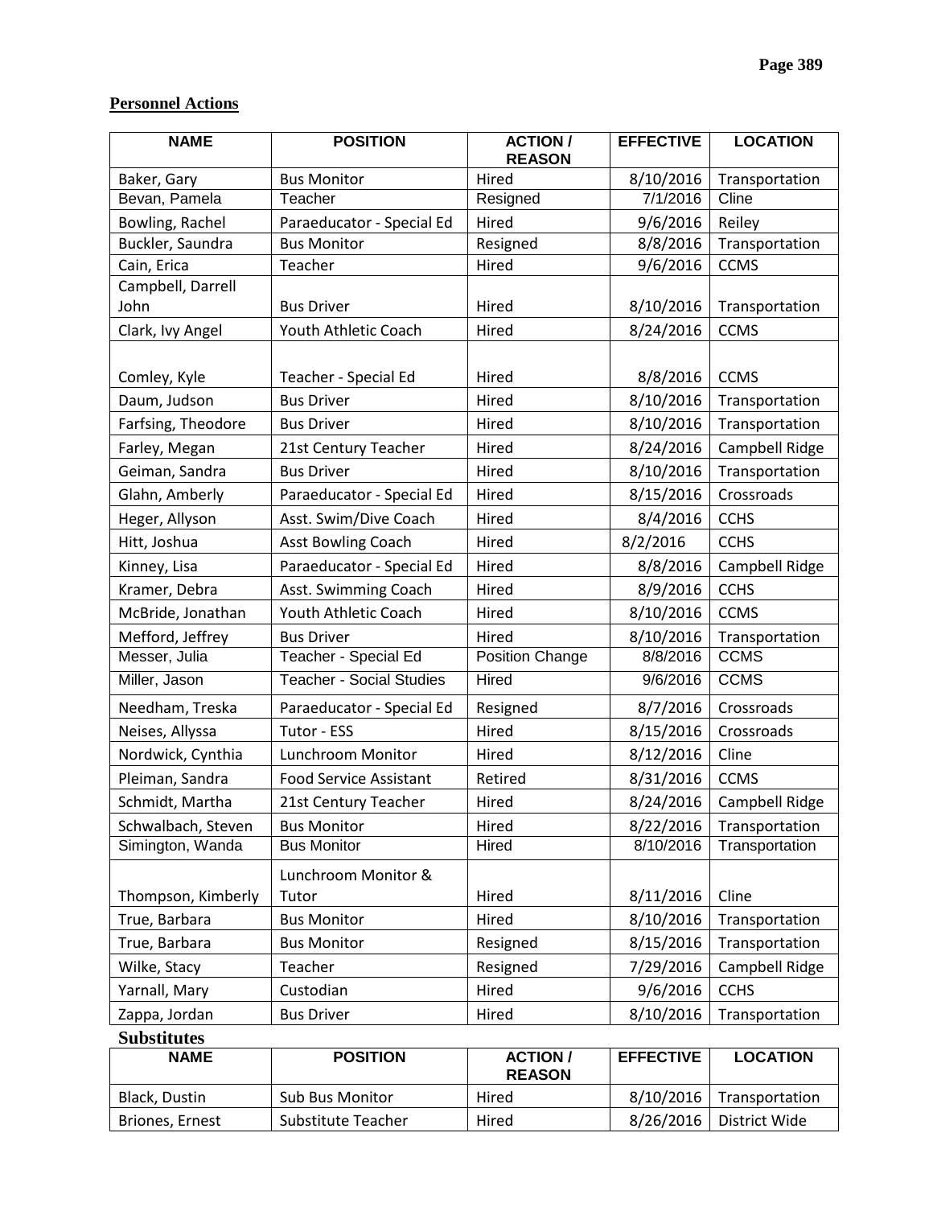## Personnel Actions

| NAME | POSITION | ACTION / REASON | EFFECTIVE | LOCATION |
|---|---|---|---|---|
| Baker, Gary | Bus Monitor | Hired | 8/10/2016 | Transportation |
| Bevan, Pamela | Teacher | Resigned | 7/1/2016 | Cline |
| Bowling, Rachel | Paraeducator - Special Ed | Hired | 9/6/2016 | Reiley |
| Buckler, Saundra | Bus Monitor | Resigned | 8/8/2016 | Transportation |
| Cain, Erica | Teacher | Hired | 9/6/2016 | CCMS |
| Campbell, Darrell John | Bus Driver | Hired | 8/10/2016 | Transportation |
| Clark, Ivy Angel | Youth Athletic Coach | Hired | 8/24/2016 | CCMS |
| Comley, Kyle | Teacher - Special Ed | Hired | 8/8/2016 | CCMS |
| Daum, Judson | Bus Driver | Hired | 8/10/2016 | Transportation |
| Farfsing, Theodore | Bus Driver | Hired | 8/10/2016 | Transportation |
| Farley, Megan | 21st Century Teacher | Hired | 8/24/2016 | Campbell Ridge |
| Geiman, Sandra | Bus Driver | Hired | 8/10/2016 | Transportation |
| Glahn, Amberly | Paraeducator - Special Ed | Hired | 8/15/2016 | Crossroads |
| Heger, Allyson | Asst. Swim/Dive Coach | Hired | 8/4/2016 | CCHS |
| Hitt, Joshua | Asst Bowling Coach | Hired | 8/2/2016 | CCHS |
| Kinney, Lisa | Paraeducator - Special Ed | Hired | 8/8/2016 | Campbell Ridge |
| Kramer, Debra | Asst. Swimming Coach | Hired | 8/9/2016 | CCHS |
| McBride, Jonathan | Youth Athletic Coach | Hired | 8/10/2016 | CCMS |
| Mefford, Jeffrey | Bus Driver | Hired | 8/10/2016 | Transportation |
| Messer, Julia | Teacher - Special Ed | Position Change | 8/8/2016 | CCMS |
| Miller, Jason | Teacher - Social Studies | Hired | 9/6/2016 | CCMS |
| Needham, Treska | Paraeducator - Special Ed | Resigned | 8/7/2016 | Crossroads |
| Neises, Allyssa | Tutor - ESS | Hired | 8/15/2016 | Crossroads |
| Nordwick, Cynthia | Lunchroom Monitor | Hired | 8/12/2016 | Cline |
| Pleiman, Sandra | Food Service Assistant | Retired | 8/31/2016 | CCMS |
| Schmidt, Martha | 21st Century Teacher | Hired | 8/24/2016 | Campbell Ridge |
| Schwalbach, Steven | Bus Monitor | Hired | 8/22/2016 | Transportation |
| Simington, Wanda | Bus Monitor | Hired | 8/10/2016 | Transportation |
| Thompson, Kimberly | Lunchroom Monitor & Tutor | Hired | 8/11/2016 | Cline |
| True, Barbara | Bus Monitor | Hired | 8/10/2016 | Transportation |
| True, Barbara | Bus Monitor | Resigned | 8/15/2016 | Transportation |
| Wilke, Stacy | Teacher | Resigned | 7/29/2016 | Campbell Ridge |
| Yarnall, Mary | Custodian | Hired | 9/6/2016 | CCHS |
| Zappa, Jordan | Bus Driver | Hired | 8/10/2016 | Transportation |

### Substitutes

| NAME | POSITION | ACTION / REASON | EFFECTIVE | LOCATION |
|---|---|---|---|---|
| Black, Dustin | Sub Bus Monitor | Hired | 8/10/2016 | Transportation |
| Briones, Ernest | Substitute Teacher | Hired | 8/26/2016 | District Wide |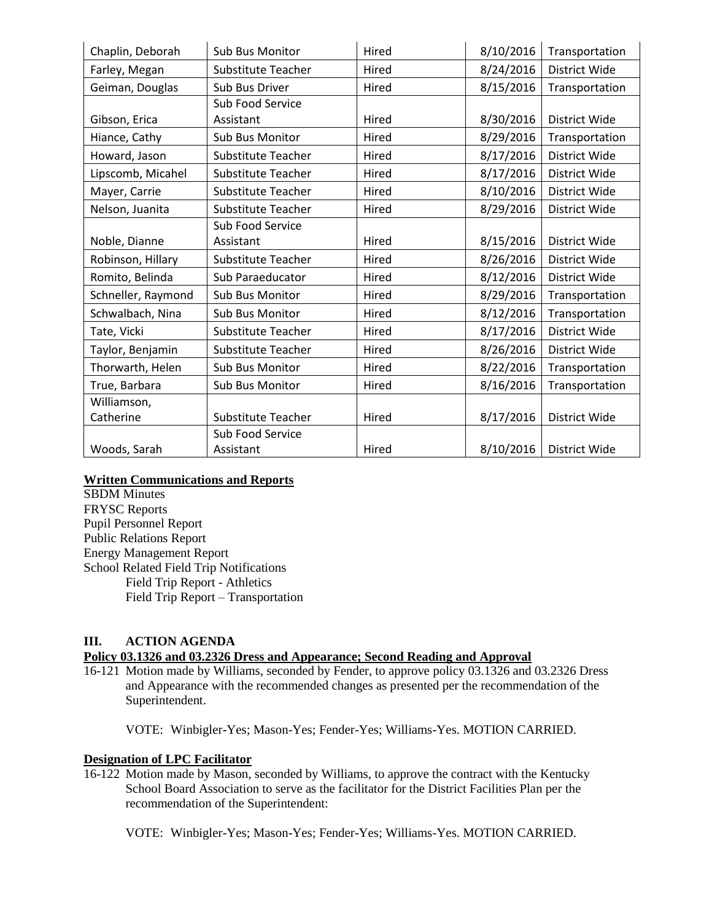| Chaplin, Deborah | Sub Bus Monitor | Hired | 8/10/2016 | Transportation |
|---|---|---|---|---|
| Farley, Megan | Substitute Teacher | Hired | 8/24/2016 | District Wide |
| Geiman, Douglas | Sub Bus Driver | Hired | 8/15/2016 | Transportation |
| Gibson, Erica | Sub Food Service Assistant | Hired | 8/30/2016 | District Wide |
| Hiance, Cathy | Sub Bus Monitor | Hired | 8/29/2016 | Transportation |
| Howard, Jason | Substitute Teacher | Hired | 8/17/2016 | District Wide |
| Lipscomb, Micahel | Substitute Teacher | Hired | 8/17/2016 | District Wide |
| Mayer, Carrie | Substitute Teacher | Hired | 8/10/2016 | District Wide |
| Nelson, Juanita | Substitute Teacher | Hired | 8/29/2016 | District Wide |
| Noble, Dianne | Sub Food Service Assistant | Hired | 8/15/2016 | District Wide |
| Robinson, Hillary | Substitute Teacher | Hired | 8/26/2016 | District Wide |
| Romito, Belinda | Sub Paraeducator | Hired | 8/12/2016 | District Wide |
| Schneller, Raymond | Sub Bus Monitor | Hired | 8/29/2016 | Transportation |
| Schwalbach, Nina | Sub Bus Monitor | Hired | 8/12/2016 | Transportation |
| Tate, Vicki | Substitute Teacher | Hired | 8/17/2016 | District Wide |
| Taylor, Benjamin | Substitute Teacher | Hired | 8/26/2016 | District Wide |
| Thorwarth, Helen | Sub Bus Monitor | Hired | 8/22/2016 | Transportation |
| True, Barbara | Sub Bus Monitor | Hired | 8/16/2016 | Transportation |
| Williamson, Catherine | Substitute Teacher | Hired | 8/17/2016 | District Wide |
| Woods, Sarah | Sub Food Service Assistant | Hired | 8/10/2016 | District Wide |

**Written Communications and Reports**

SBDM Minutes
FRYSC Reports
Pupil Personnel Report
Public Relations Report
Energy Management Report
School Related Field Trip Notifications
    Field Trip Report - Athletics
    Field Trip Report – Transportation

## III. ACTION AGENDA

**Policy 03.1326 and 03.2326 Dress and Appearance; Second Reading and Approval**

16-121 Motion made by Williams, seconded by Fender, to approve policy 03.1326 and 03.2326 Dress and Appearance with the recommended changes as presented per the recommendation of the Superintendent.

VOTE: Winbigler-Yes; Mason-Yes; Fender-Yes; Williams-Yes. MOTION CARRIED.

**Designation of LPC Facilitator**

16-122 Motion made by Mason, seconded by Williams, to approve the contract with the Kentucky School Board Association to serve as the facilitator for the District Facilities Plan per the recommendation of the Superintendent:

VOTE: Winbigler-Yes; Mason-Yes; Fender-Yes; Williams-Yes. MOTION CARRIED.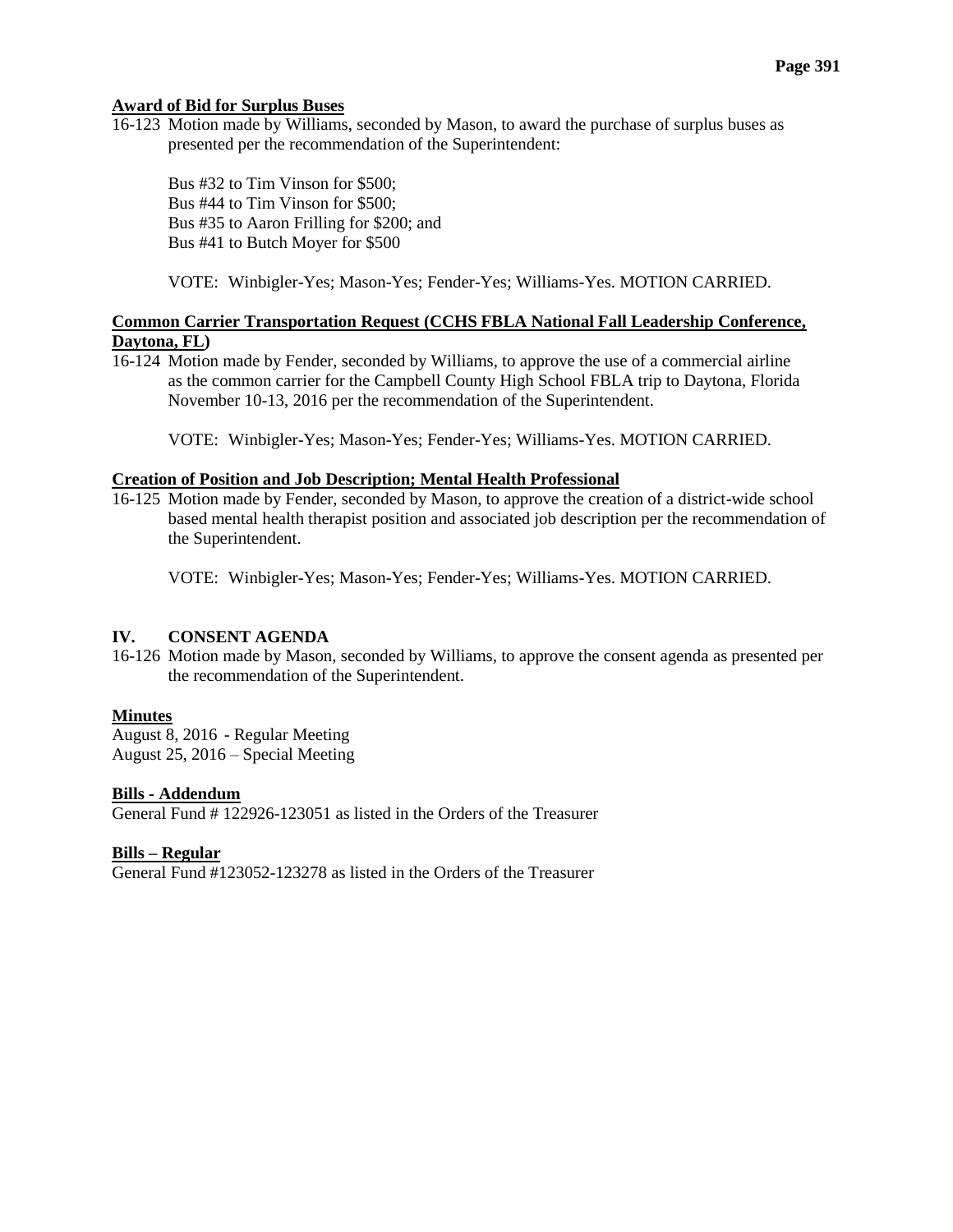**Award of Bid for Surplus Buses**

16-123 Motion made by Williams, seconded by Mason, to award the purchase of surplus buses as presented per the recommendation of the Superintendent:

Bus #32 to Tim Vinson for $500;
Bus #44 to Tim Vinson for $500;
Bus #35 to Aaron Frilling for $200; and
Bus #41 to Butch Moyer for $500

VOTE: Winbigler-Yes; Mason-Yes; Fender-Yes; Williams-Yes. MOTION CARRIED.

**Common Carrier Transportation Request (CCHS FBLA National Fall Leadership Conference, Daytona, FL)**

16-124 Motion made by Fender, seconded by Williams, to approve the use of a commercial airline as the common carrier for the Campbell County High School FBLA trip to Daytona, Florida November 10-13, 2016 per the recommendation of the Superintendent.

VOTE: Winbigler-Yes; Mason-Yes; Fender-Yes; Williams-Yes. MOTION CARRIED.

**Creation of Position and Job Description; Mental Health Professional**

16-125 Motion made by Fender, seconded by Mason, to approve the creation of a district-wide school based mental health therapist position and associated job description per the recommendation of the Superintendent.

VOTE: Winbigler-Yes; Mason-Yes; Fender-Yes; Williams-Yes. MOTION CARRIED.

## IV. CONSENT AGENDA

16-126 Motion made by Mason, seconded by Williams, to approve the consent agenda as presented per the recommendation of the Superintendent.

**Minutes**

August 8, 2016 - Regular Meeting
August 25, 2016 – Special Meeting

**Bills - Addendum**

General Fund # 122926-123051 as listed in the Orders of the Treasurer

**Bills – Regular**

General Fund #123052-123278 as listed in the Orders of the Treasurer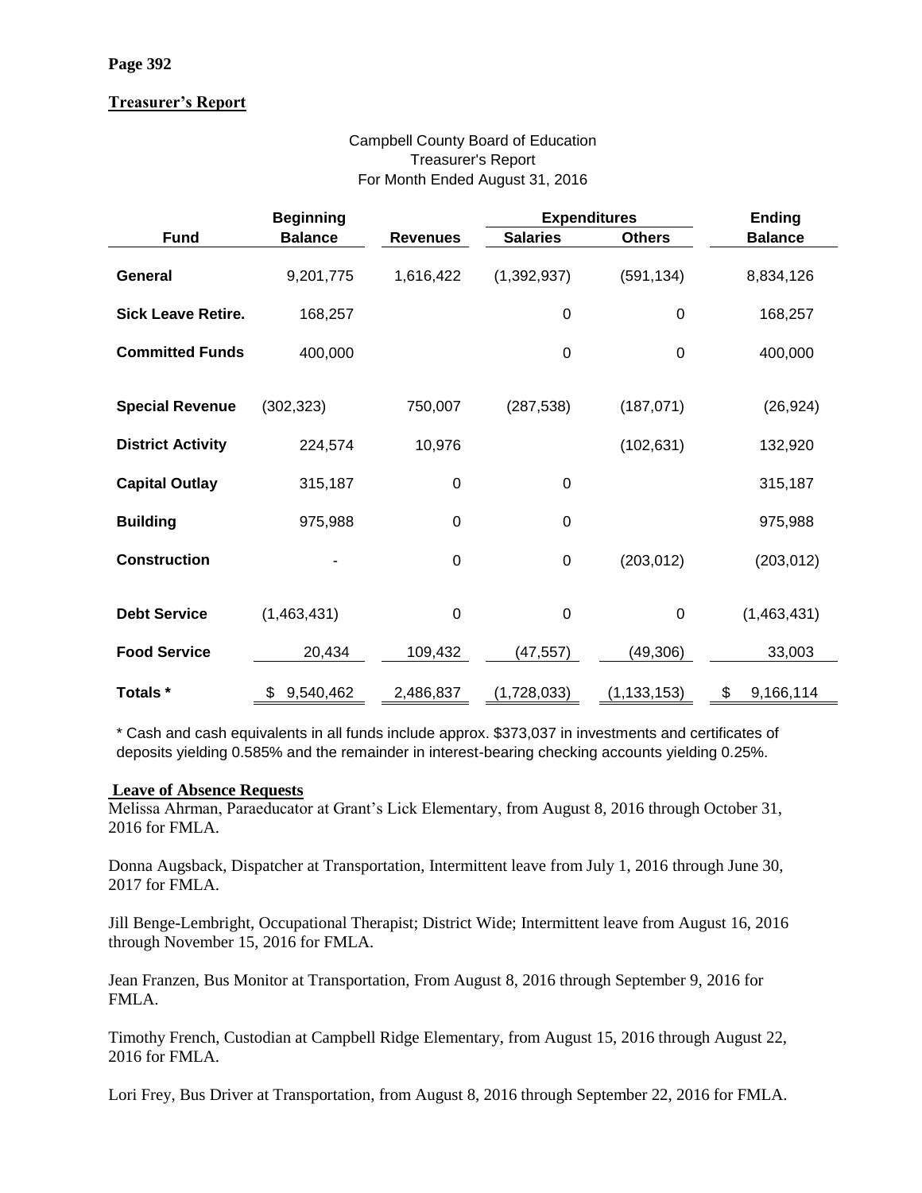**Treasurer's Report**

Campbell County Board of Education
Treasurer's Report
For Month Ended August 31, 2016

| Fund | Beginning Balance | Revenues | Expenditures | | Ending Balance |
|---|---|---|---|---|---|
| | | | Salaries | Others | |
| **General** | 9,201,775 | 1,616,422 | (1,392,937) | (591,134) | 8,834,126 |
| **Sick Leave Retire.** | 168,257 | | 0 | 0 | 168,257 |
| **Committed Funds** | 400,000 | | 0 | 0 | 400,000 |
| **Special Revenue** | (302,323) | 750,007 | (287,538) | (187,071) | (26,924) |
| **District Activity** | 224,574 | 10,976 | | (102,631) | 132,920 |
| **Capital Outlay** | 315,187 | 0 | 0 | | 315,187 |
| **Building** | 975,988 | 0 | 0 | | 975,988 |
| **Construction** | - | 0 | 0 | (203,012) | (203,012) |
| **Debt Service** | (1,463,431) | 0 | 0 | 0 | (1,463,431) |
| **Food Service** | 20,434 | 109,432 | (47,557) | (49,306) | 33,003 |
| **Totals \*** | $ 9,540,462 | 2,486,837 | (1,728,033) | (1,133,153) | $ 9,166,114 |

\* Cash and cash equivalents in all funds include approx. $373,037 in investments and certificates of deposits yielding 0.585% and the remainder in interest-bearing checking accounts yielding 0.25%.

**Leave of Absence Requests**

Melissa Ahrman, Paraeducator at Grant's Lick Elementary, from August 8, 2016 through October 31, 2016 for FMLA.

Donna Augsback, Dispatcher at Transportation, Intermittent leave from July 1, 2016 through June 30, 2017 for FMLA.

Jill Benge-Lembright, Occupational Therapist; District Wide; Intermittent leave from August 16, 2016 through November 15, 2016 for FMLA.

Jean Franzen, Bus Monitor at Transportation, From August 8, 2016 through September 9, 2016 for FMLA.

Timothy French, Custodian at Campbell Ridge Elementary, from August 15, 2016 through August 22, 2016 for FMLA.

Lori Frey, Bus Driver at Transportation, from August 8, 2016 through September 22, 2016 for FMLA.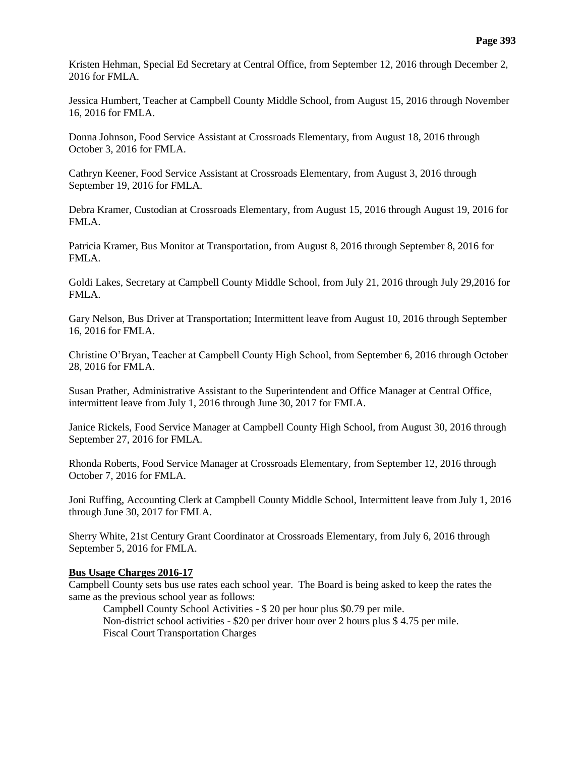Kristen Hehman, Special Ed Secretary at Central Office, from September 12, 2016 through December 2, 2016 for FMLA.

Jessica Humbert, Teacher at Campbell County Middle School, from August 15, 2016 through November 16, 2016 for FMLA.

Donna Johnson, Food Service Assistant at Crossroads Elementary, from August 18, 2016 through October 3, 2016 for FMLA.

Cathryn Keener, Food Service Assistant at Crossroads Elementary, from August 3, 2016 through September 19, 2016 for FMLA.

Debra Kramer, Custodian at Crossroads Elementary, from August 15, 2016 through August 19, 2016 for FMLA.

Patricia Kramer, Bus Monitor at Transportation, from August 8, 2016 through September 8, 2016 for FMLA.

Goldi Lakes, Secretary at Campbell County Middle School, from July 21, 2016 through July 29,2016 for FMLA.

Gary Nelson, Bus Driver at Transportation; Intermittent leave from August 10, 2016 through September 16, 2016 for FMLA.

Christine O'Bryan, Teacher at Campbell County High School, from September 6, 2016 through October 28, 2016 for FMLA.

Susan Prather, Administrative Assistant to the Superintendent and Office Manager at Central Office, intermittent leave from July 1, 2016 through June 30, 2017 for FMLA.

Janice Rickels, Food Service Manager at Campbell County High School, from August 30, 2016 through September 27, 2016 for FMLA.

Rhonda Roberts, Food Service Manager at Crossroads Elementary, from September 12, 2016 through October 7, 2016 for FMLA.

Joni Ruffing, Accounting Clerk at Campbell County Middle School, Intermittent leave from July 1, 2016 through June 30, 2017 for FMLA.

Sherry White, 21st Century Grant Coordinator at Crossroads Elementary, from July 6, 2016 through September 5, 2016 for FMLA.

**Bus Usage Charges 2016-17**

Campbell County sets bus use rates each school year. The Board is being asked to keep the rates the same as the previous school year as follows:

Campbell County School Activities - $ 20 per hour plus $0.79 per mile.
Non-district school activities - $20 per driver hour over 2 hours plus $ 4.75 per mile.
Fiscal Court Transportation Charges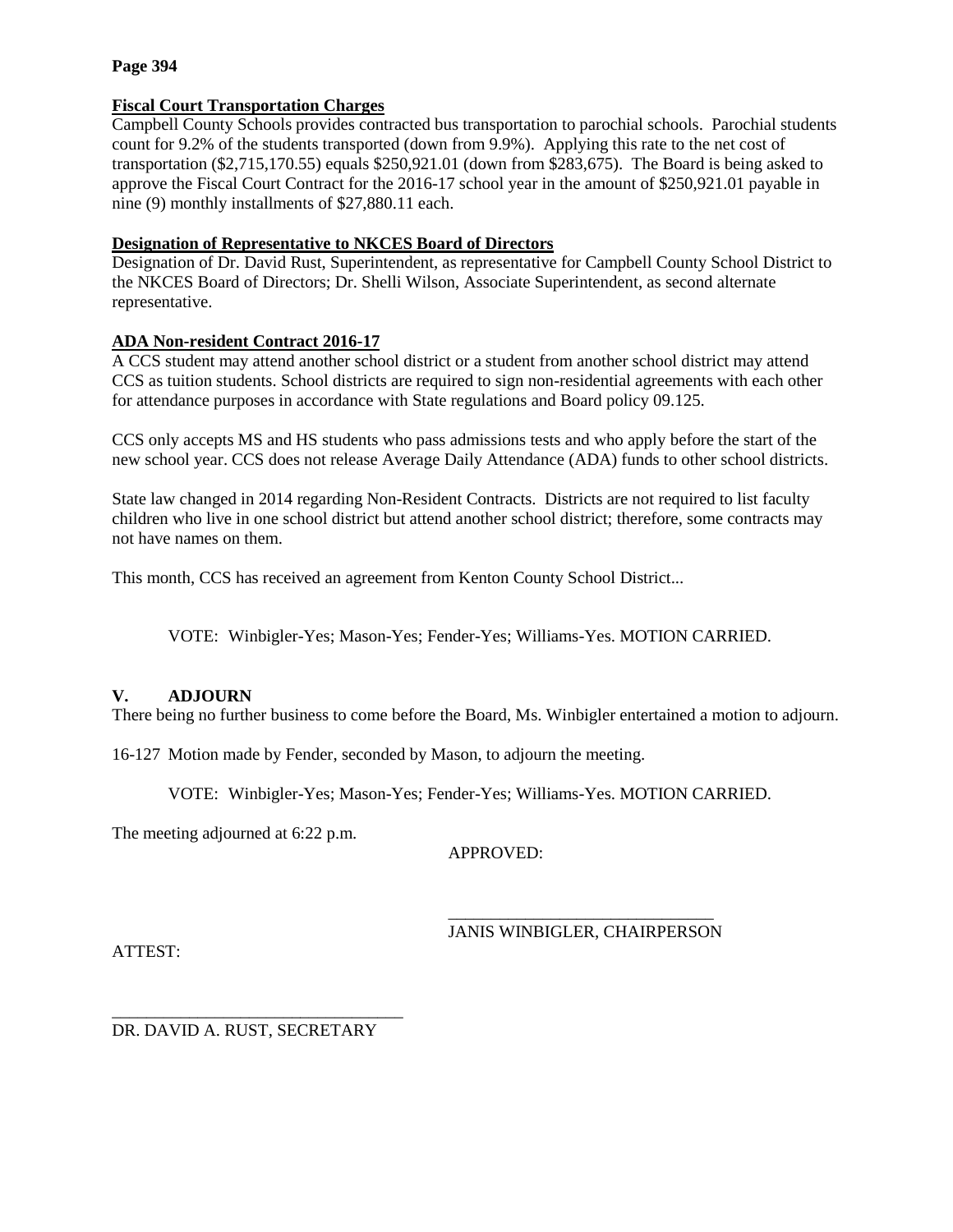**Fiscal Court Transportation Charges**

Campbell County Schools provides contracted bus transportation to parochial schools. Parochial students count for 9.2% of the students transported (down from 9.9%). Applying this rate to the net cost of transportation ($2,715,170.55) equals $250,921.01 (down from $283,675). The Board is being asked to approve the Fiscal Court Contract for the 2016-17 school year in the amount of $250,921.01 payable in nine (9) monthly installments of $27,880.11 each.

**Designation of Representative to NKCES Board of Directors**

Designation of Dr. David Rust, Superintendent, as representative for Campbell County School District to the NKCES Board of Directors; Dr. Shelli Wilson, Associate Superintendent, as second alternate representative.

**ADA Non-resident Contract 2016-17**

A CCS student may attend another school district or a student from another school district may attend CCS as tuition students. School districts are required to sign non-residential agreements with each other for attendance purposes in accordance with State regulations and Board policy 09.125.

CCS only accepts MS and HS students who pass admissions tests and who apply before the start of the new school year. CCS does not release Average Daily Attendance (ADA) funds to other school districts.

State law changed in 2014 regarding Non-Resident Contracts. Districts are not required to list faculty children who live in one school district but attend another school district; therefore, some contracts may not have names on them.

This month, CCS has received an agreement from Kenton County School District...

VOTE: Winbigler-Yes; Mason-Yes; Fender-Yes; Williams-Yes. MOTION CARRIED.

## V. ADJOURN

There being no further business to come before the Board, Ms. Winbigler entertained a motion to adjourn.

16-127 Motion made by Fender, seconded by Mason, to adjourn the meeting.

VOTE: Winbigler-Yes; Mason-Yes; Fender-Yes; Williams-Yes. MOTION CARRIED.

The meeting adjourned at 6:22 p.m.

APPROVED:

_______________________________
JANIS WINBIGLER, CHAIRPERSON

ATTEST:

_________________________________
DR. DAVID A. RUST, SECRETARY